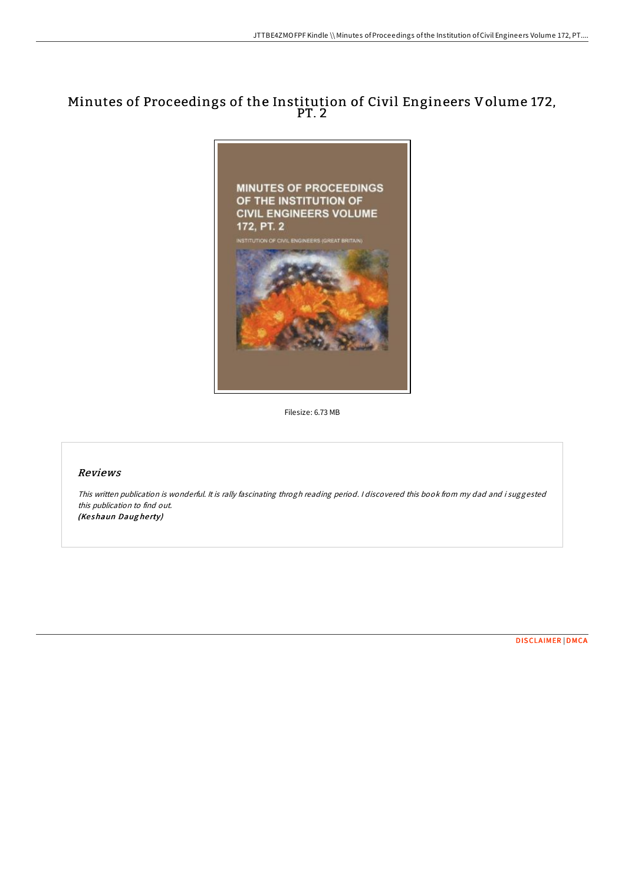# Minutes of Proceedings of the Institution of Civil Engineers Volume 172, PT. 2

Filesize: 6.73 MB

## Reviews

*This written publication is wonderful. It is rally fascinating throgh reading period. I discovered this book from my dad and i suggested this publication to find out.*
***(Keshaun Daugherty)***

DISCLAIMER | DMCA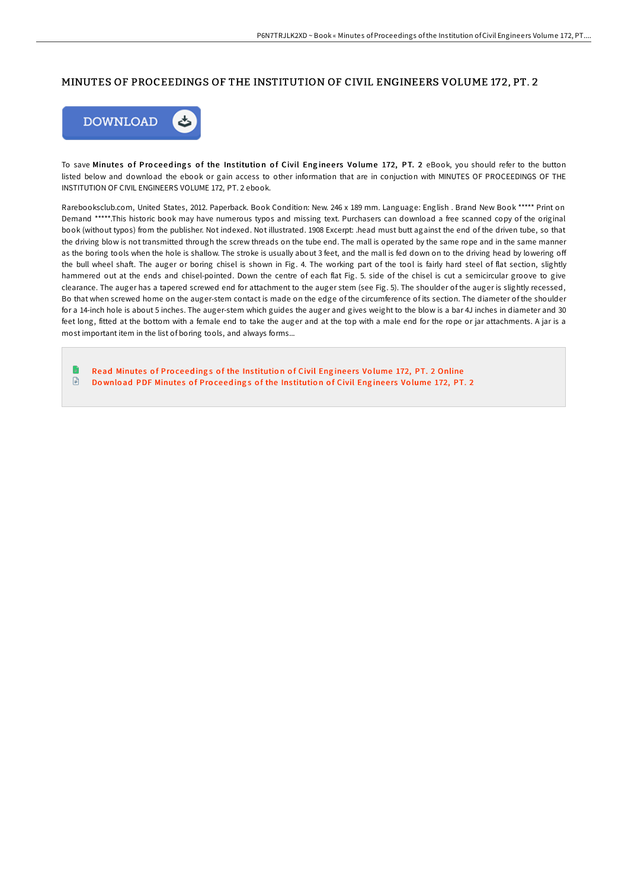# MINUTES OF PROCEEDINGS OF THE INSTITUTION OF CIVIL ENGINEERS VOLUME 172, PT. 2

DOWNLOAD

To save **Minutes of Proceedings of the Institution of Civil Engineers Volume 172, PT. 2** eBook, you should refer to the button listed below and download the ebook or gain access to other information that are in conjuction with MINUTES OF PROCEEDINGS OF THE INSTITUTION OF CIVIL ENGINEERS VOLUME 172, PT. 2 ebook.

Rarebooksclub.com, United States, 2012. Paperback. Book Condition: New. 246 x 189 mm. Language: English . Brand New Book ***** Print on Demand *****.This historic book may have numerous typos and missing text. Purchasers can download a free scanned copy of the original book (without typos) from the publisher. Not indexed. Not illustrated. 1908 Excerpt: .head must butt against the end of the driven tube, so that the driving blow is not transmitted through the screw threads on the tube end. The mall is operated by the same rope and in the same manner as the boring tools when the hole is shallow. The stroke is usually about 3 feet, and the mall is fed down on to the driving head by lowering off the bull wheel shaft. The auger or boring chisel is shown in Fig. 4. The working part of the tool is fairly hard steel of flat section, slightly hammered out at the ends and chisel-pointed. Down the centre of each flat Fig. 5. side of the chisel is cut a semicircular groove to give clearance. The auger has a tapered screwed end for attachment to the auger stem (see Fig. 5). The shoulder of the auger is slightly recessed, Bo that when screwed home on the auger-stem contact is made on the edge of the circumference of its section. The diameter of the shoulder for a 14-inch hole is about 5 inches. The auger-stem which guides the auger and gives weight to the blow is a bar 4J inches in diameter and 30 feet long, fitted at the bottom with a female end to take the auger and at the top with a male end for the rope or jar attachments. A jar is a most important item in the list of boring tools, and always forms...

- Read Minutes of Proceedings of the Institution of Civil Engineers Volume 172, PT. 2 Online
- Download PDF Minutes of Proceedings of the Institution of Civil Engineers Volume 172, PT. 2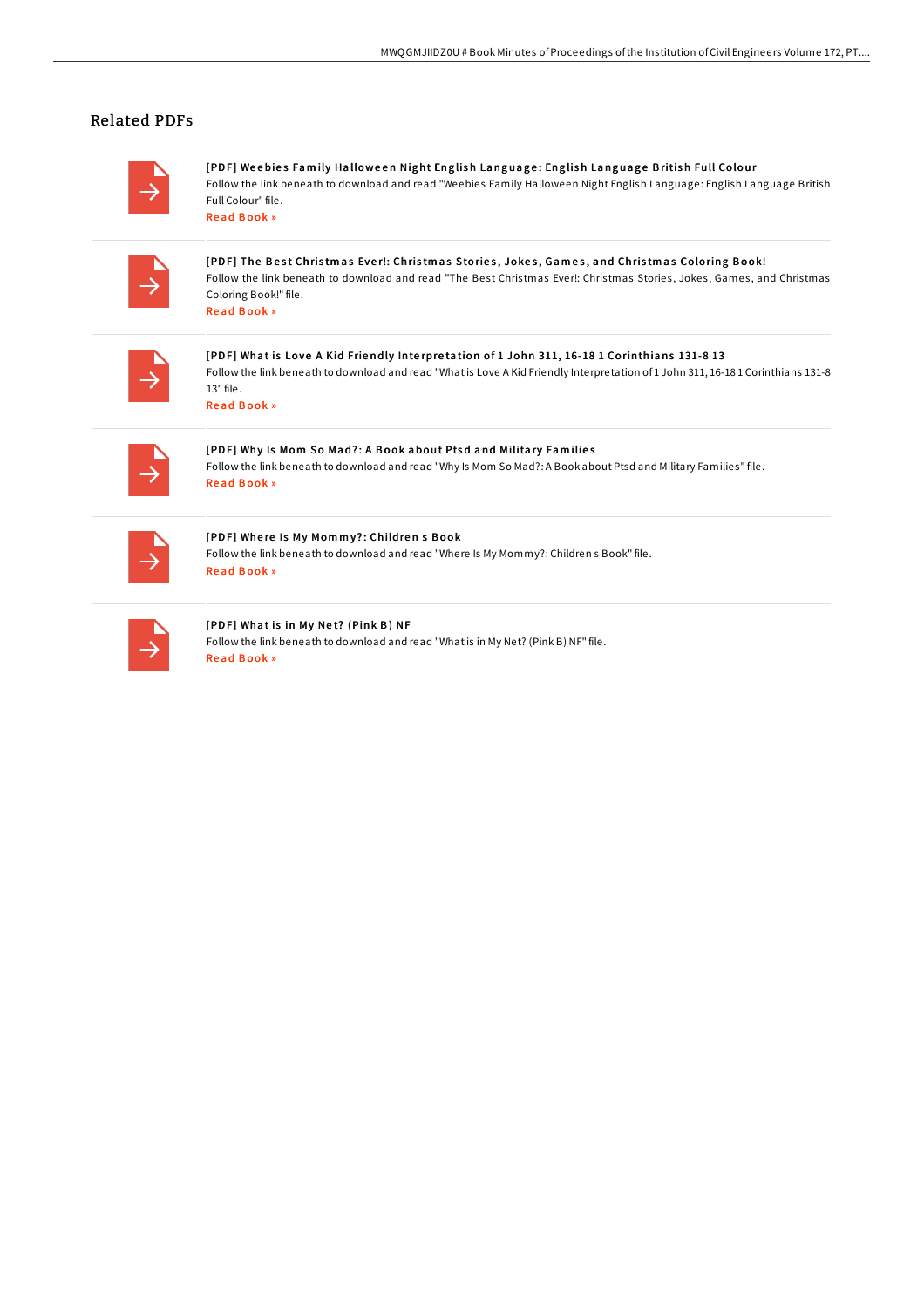## Related PDFs

**[PDF] Weebies Family Halloween Night English Language: English Language British Full Colour**
Follow the link beneath to download and read "Weebies Family Halloween Night English Language: English Language British Full Colour" file.
Read Book »

**[PDF] The Best Christmas Ever!: Christmas Stories, Jokes, Games, and Christmas Coloring Book!**
Follow the link beneath to download and read "The Best Christmas Ever!: Christmas Stories, Jokes, Games, and Christmas Coloring Book!" file.
Read Book »

**[PDF] What is Love A Kid Friendly Interpretation of 1 John 311, 16-18 1 Corinthians 131-8 13**
Follow the link beneath to download and read "What is Love A Kid Friendly Interpretation of 1 John 311, 16-18 1 Corinthians 131-8 13" file.
Read Book »

**[PDF] Why Is Mom So Mad?: A Book about Ptsd and Military Families**
Follow the link beneath to download and read "Why Is Mom So Mad?: A Book about Ptsd and Military Families" file.
Read Book »

**[PDF] Where Is My Mommy?: Children s Book**
Follow the link beneath to download and read "Where Is My Mommy?: Children s Book" file.
Read Book »

**[PDF] What is in My Net? (Pink B) NF**
Follow the link beneath to download and read "What is in My Net? (Pink B) NF" file.
Read Book »